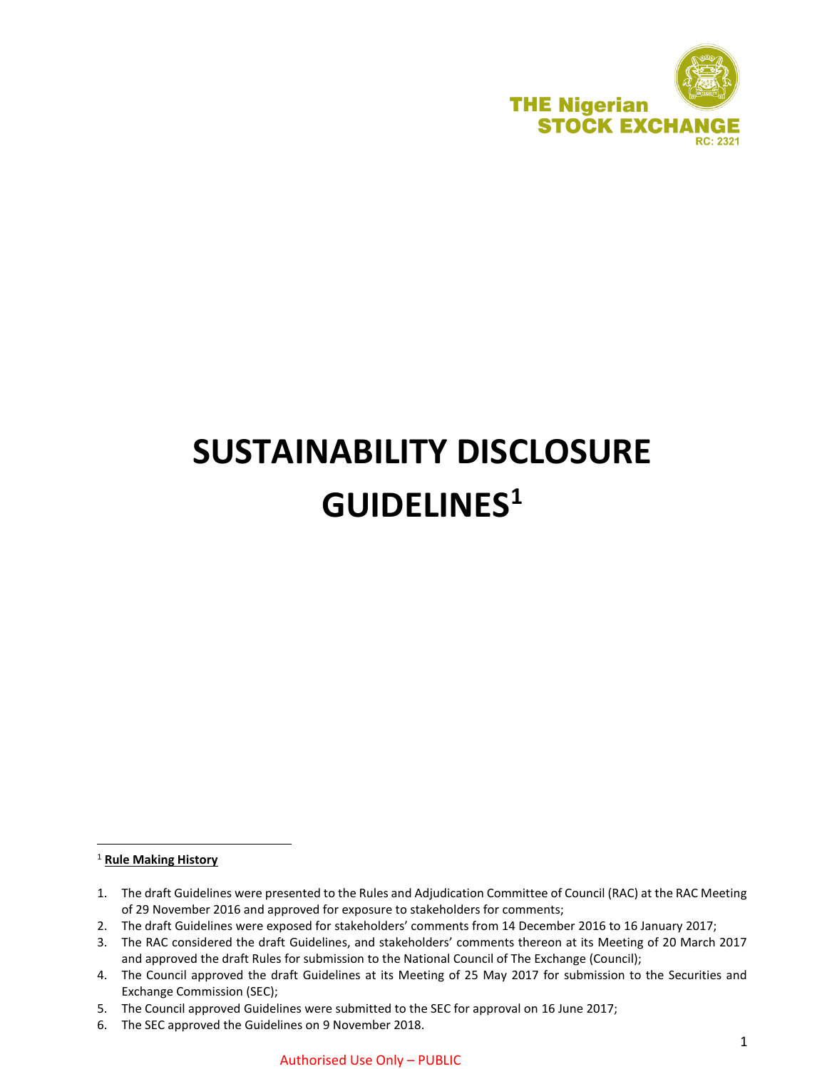THE Nigerian STOCK EXCHANGE
RC: 2321

# SUSTAINABILITY DISCLOSURE GUIDELINES[1]

[1] **Rule Making History**

1. The draft Guidelines were presented to the Rules and Adjudication Committee of Council (RAC) at the RAC Meeting of 29 November 2016 and approved for exposure to stakeholders for comments;
2. The draft Guidelines were exposed for stakeholders' comments from 14 December 2016 to 16 January 2017;
3. The RAC considered the draft Guidelines, and stakeholders' comments thereon at its Meeting of 20 March 2017 and approved the draft Rules for submission to the National Council of The Exchange (Council);
4. The Council approved the draft Guidelines at its Meeting of 25 May 2017 for submission to the Securities and Exchange Commission (SEC);
5. The Council approved Guidelines were submitted to the SEC for approval on 16 June 2017;
6. The SEC approved the Guidelines on 9 November 2018.

Authorised Use Only – PUBLIC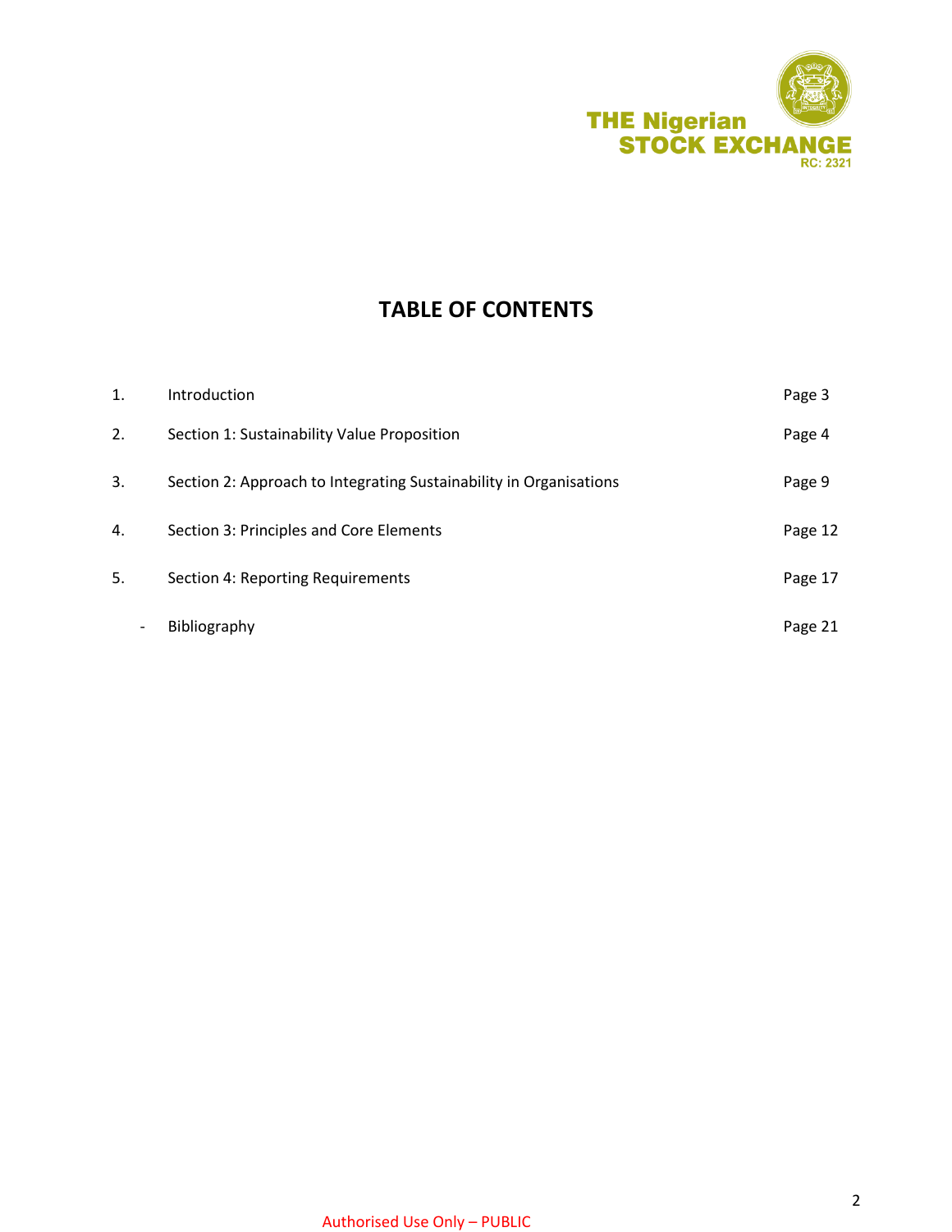# TABLE OF CONTENTS

| | | |
|---|---|---|
| 1. | Introduction | Page 3 |
| 2. | Section 1: Sustainability Value Proposition | Page 4 |
| 3. | Section 2: Approach to Integrating Sustainability in Organisations | Page 9 |
| 4. | Section 3: Principles and Core Elements | Page 12 |
| 5. | Section 4: Reporting Requirements | Page 17 |
| - | Bibliography | Page 21 |

Authorised Use Only – PUBLIC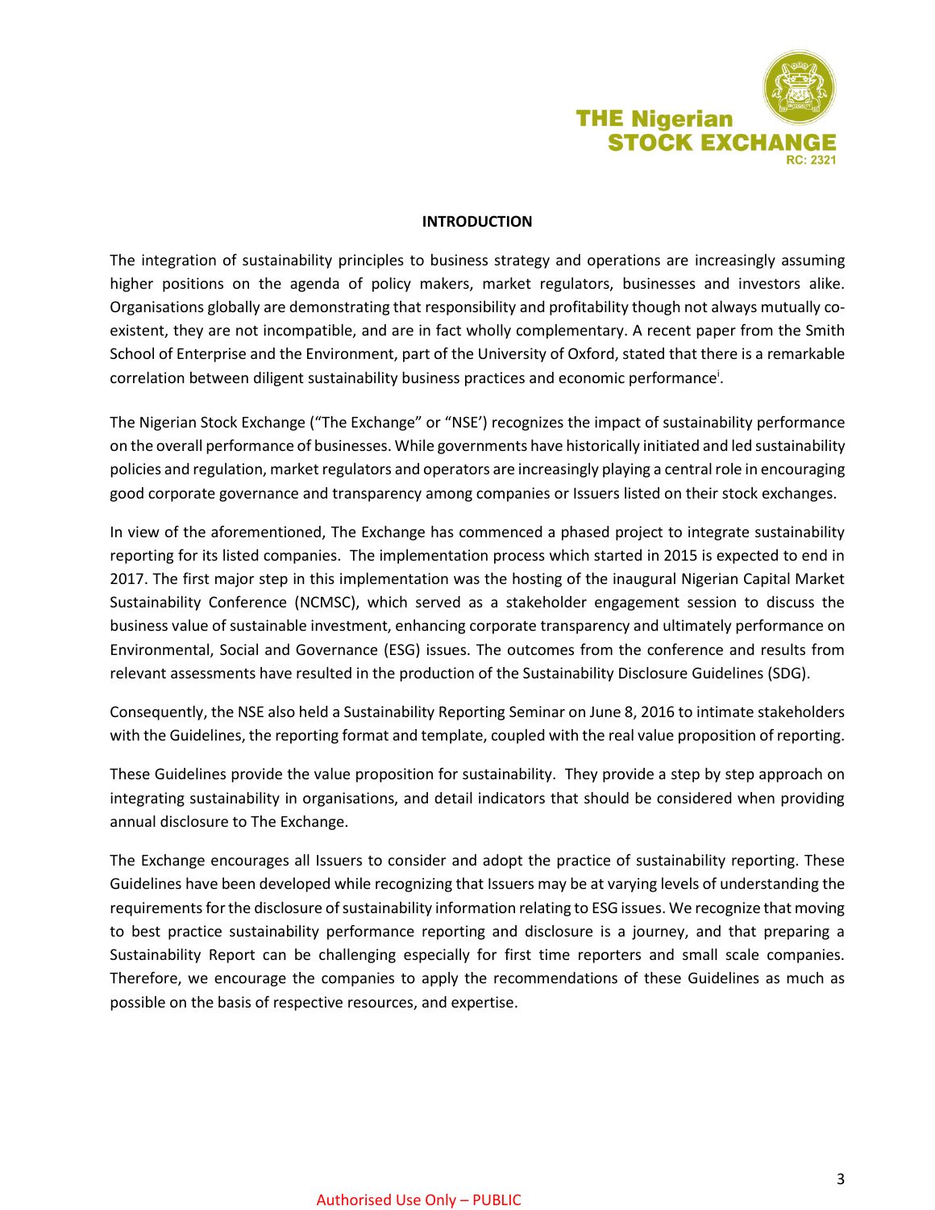## INTRODUCTION

The integration of sustainability principles to business strategy and operations are increasingly assuming higher positions on the agenda of policy makers, market regulators, businesses and investors alike. Organisations globally are demonstrating that responsibility and profitability though not always mutually co-existent, they are not incompatible, and are in fact wholly complementary. A recent paper from the Smith School of Enterprise and the Environment, part of the University of Oxford, stated that there is a remarkable correlation between diligent sustainability business practices and economic performance[i].

The Nigerian Stock Exchange ("The Exchange" or "NSE') recognizes the impact of sustainability performance on the overall performance of businesses. While governments have historically initiated and led sustainability policies and regulation, market regulators and operators are increasingly playing a central role in encouraging good corporate governance and transparency among companies or Issuers listed on their stock exchanges.

In view of the aforementioned, The Exchange has commenced a phased project to integrate sustainability reporting for its listed companies. The implementation process which started in 2015 is expected to end in 2017. The first major step in this implementation was the hosting of the inaugural Nigerian Capital Market Sustainability Conference (NCMSC), which served as a stakeholder engagement session to discuss the business value of sustainable investment, enhancing corporate transparency and ultimately performance on Environmental, Social and Governance (ESG) issues. The outcomes from the conference and results from relevant assessments have resulted in the production of the Sustainability Disclosure Guidelines (SDG).

Consequently, the NSE also held a Sustainability Reporting Seminar on June 8, 2016 to intimate stakeholders with the Guidelines, the reporting format and template, coupled with the real value proposition of reporting.

These Guidelines provide the value proposition for sustainability. They provide a step by step approach on integrating sustainability in organisations, and detail indicators that should be considered when providing annual disclosure to The Exchange.

The Exchange encourages all Issuers to consider and adopt the practice of sustainability reporting. These Guidelines have been developed while recognizing that Issuers may be at varying levels of understanding the requirements for the disclosure of sustainability information relating to ESG issues. We recognize that moving to best practice sustainability performance reporting and disclosure is a journey, and that preparing a Sustainability Report can be challenging especially for first time reporters and small scale companies. Therefore, we encourage the companies to apply the recommendations of these Guidelines as much as possible on the basis of respective resources, and expertise.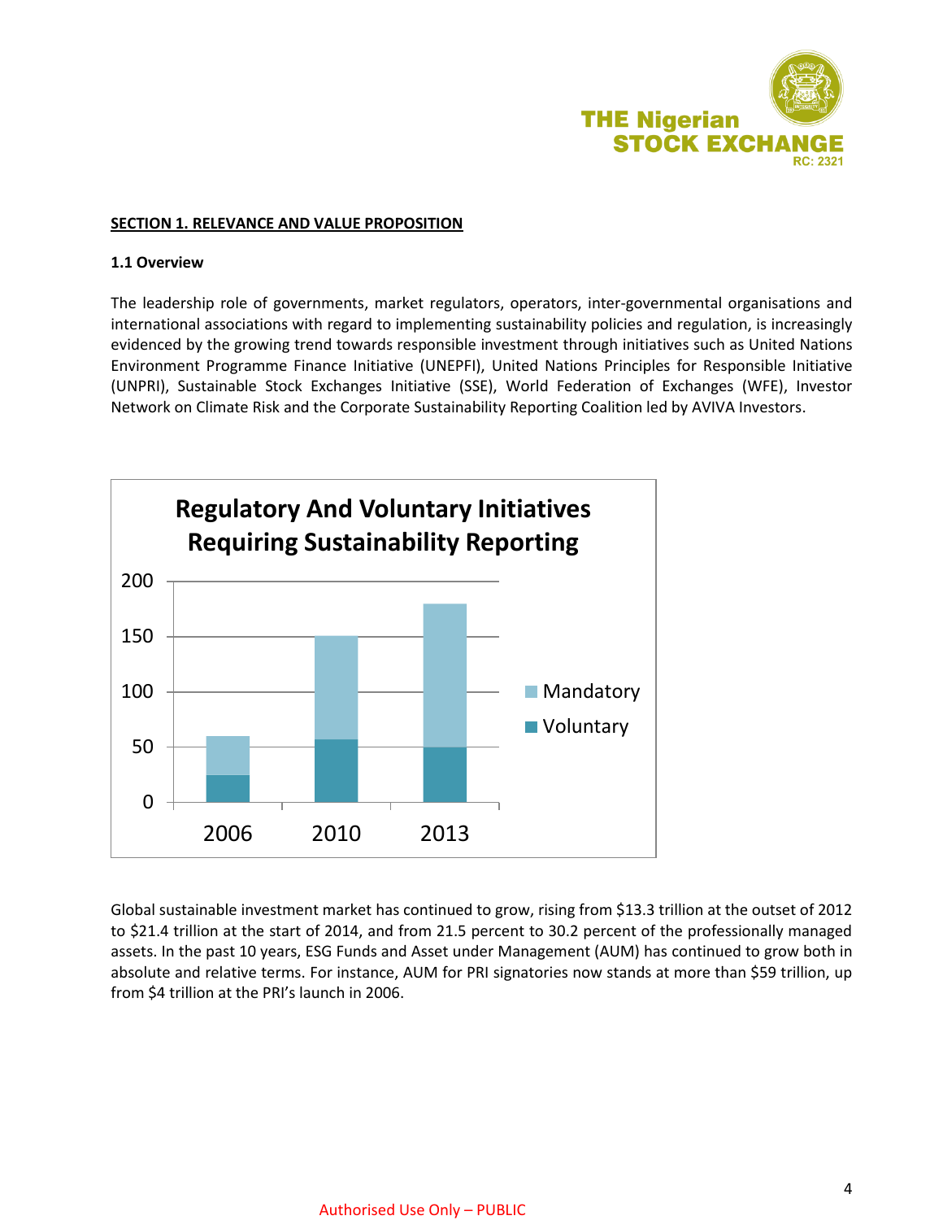## SECTION 1. RELEVANCE AND VALUE PROPOSITION

### 1.1 Overview

The leadership role of governments, market regulators, operators, inter-governmental organisations and international associations with regard to implementing sustainability policies and regulation, is increasingly evidenced by the growing trend towards responsible investment through initiatives such as United Nations Environment Programme Finance Initiative (UNEPFI), United Nations Principles for Responsible Initiative (UNPRI), Sustainable Stock Exchanges Initiative (SSE), World Federation of Exchanges (WFE), Investor Network on Climate Risk and the Corporate Sustainability Reporting Coalition led by AVIVA Investors.

**Regulatory And Voluntary Initiatives Requiring Sustainability Reporting**

| Year | Voluntary | Mandatory | Total |
|---|---|---|---|
| 2006 | ~24 | ~36 | ~60 |
| 2010 | ~57 | ~93 | ~150 |
| 2013 | ~50 | ~130 | ~180 |

Global sustainable investment market has continued to grow, rising from $13.3 trillion at the outset of 2012 to $21.4 trillion at the start of 2014, and from 21.5 percent to 30.2 percent of the professionally managed assets. In the past 10 years, ESG Funds and Asset under Management (AUM) has continued to grow both in absolute and relative terms. For instance, AUM for PRI signatories now stands at more than $59 trillion, up from $4 trillion at the PRI's launch in 2006.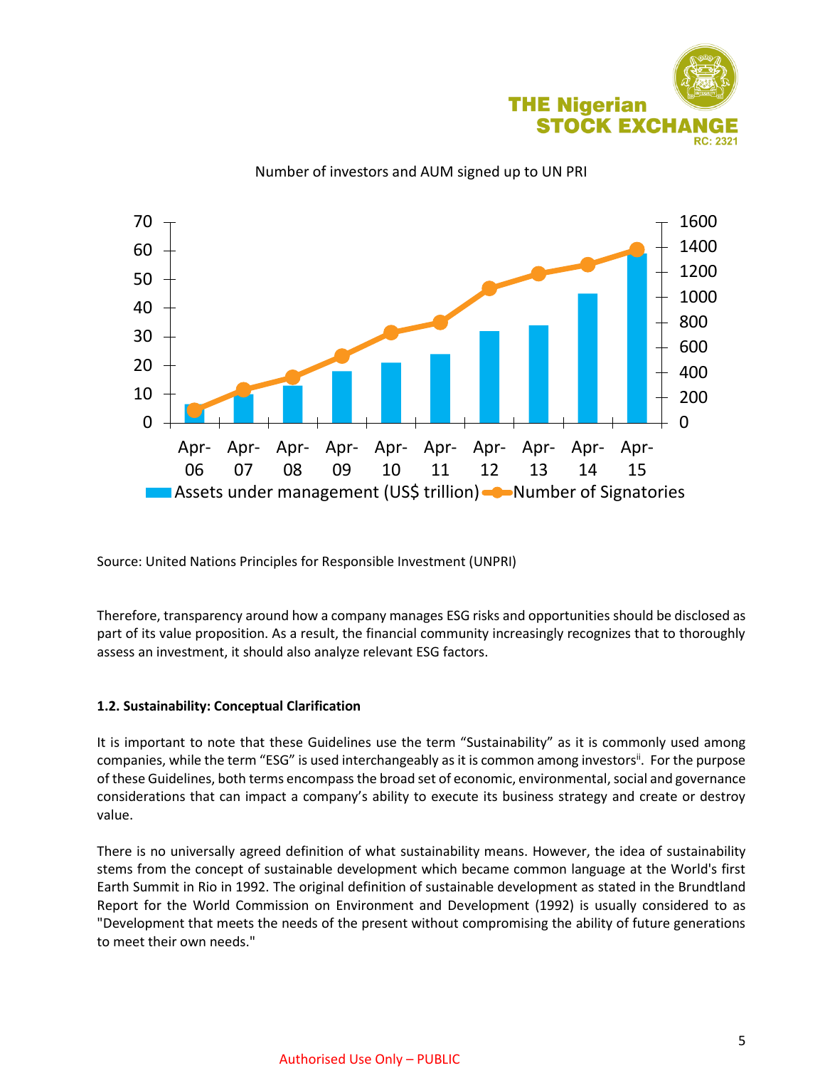Number of investors and AUM signed up to UN PRI

Source: United Nations Principles for Responsible Investment (UNPRI)

Therefore, transparency around how a company manages ESG risks and opportunities should be disclosed as part of its value proposition. As a result, the financial community increasingly recognizes that to thoroughly assess an investment, it should also analyze relevant ESG factors.

### 1.2. Sustainability: Conceptual Clarification

It is important to note that these Guidelines use the term "Sustainability" as it is commonly used among companies, while the term "ESG" is used interchangeably as it is common among investors[ii]. For the purpose of these Guidelines, both terms encompass the broad set of economic, environmental, social and governance considerations that can impact a company's ability to execute its business strategy and create or destroy value.

There is no universally agreed definition of what sustainability means. However, the idea of sustainability stems from the concept of sustainable development which became common language at the World's first Earth Summit in Rio in 1992. The original definition of sustainable development as stated in the Brundtland Report for the World Commission on Environment and Development (1992) is usually considered to as "Development that meets the needs of the present without compromising the ability of future generations to meet their own needs."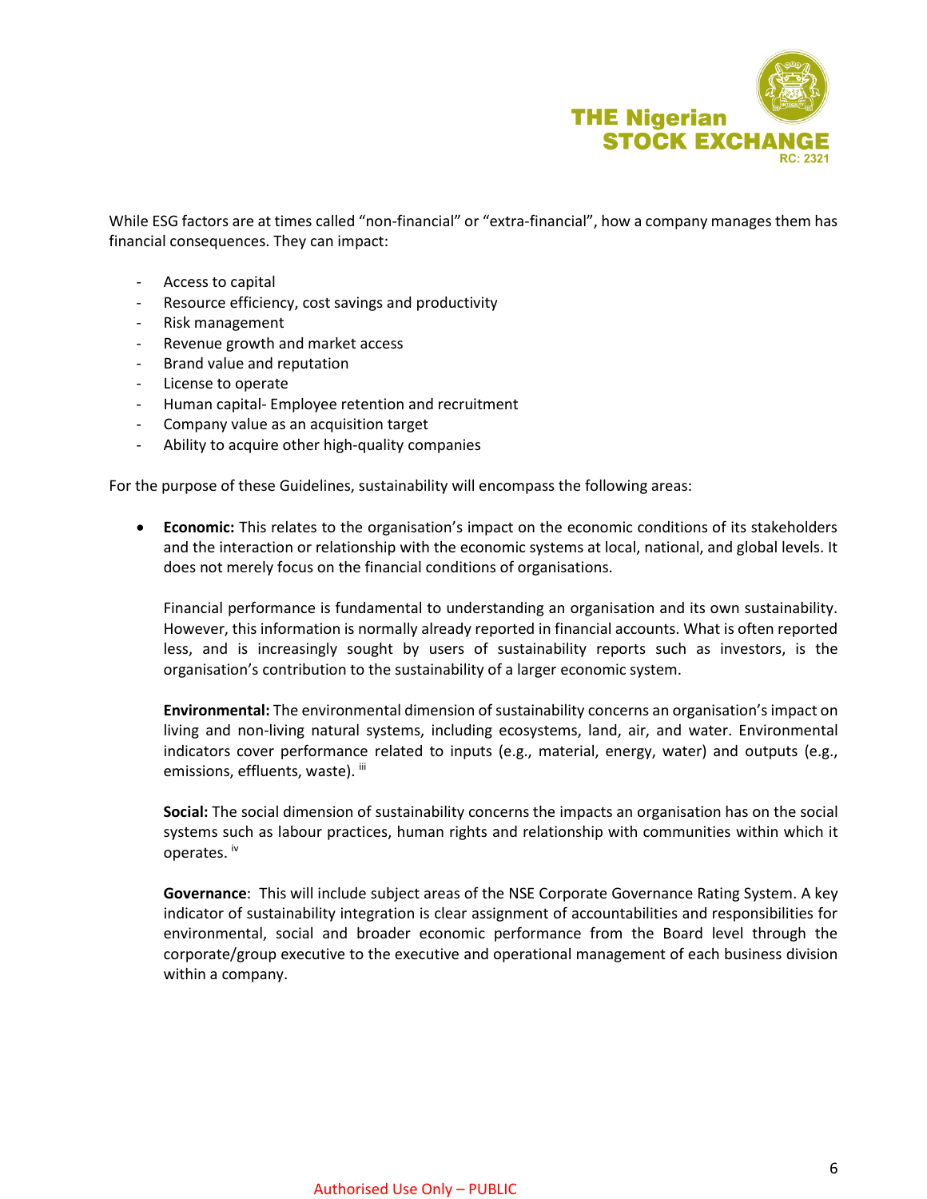While ESG factors are at times called "non-financial" or "extra-financial", how a company manages them has financial consequences. They can impact:

- Access to capital
- Resource efficiency, cost savings and productivity
- Risk management
- Revenue growth and market access
- Brand value and reputation
- License to operate
- Human capital- Employee retention and recruitment
- Company value as an acquisition target
- Ability to acquire other high-quality companies

For the purpose of these Guidelines, sustainability will encompass the following areas:

- **Economic:** This relates to the organisation's impact on the economic conditions of its stakeholders and the interaction or relationship with the economic systems at local, national, and global levels. It does not merely focus on the financial conditions of organisations.

  Financial performance is fundamental to understanding an organisation and its own sustainability. However, this information is normally already reported in financial accounts. What is often reported less, and is increasingly sought by users of sustainability reports such as investors, is the organisation's contribution to the sustainability of a larger economic system.

  **Environmental:** The environmental dimension of sustainability concerns an organisation's impact on living and non-living natural systems, including ecosystems, land, air, and water. Environmental indicators cover performance related to inputs (e.g., material, energy, water) and outputs (e.g., emissions, effluents, waste). [iii]

  **Social:** The social dimension of sustainability concerns the impacts an organisation has on the social systems such as labour practices, human rights and relationship with communities within which it operates. [iv]

  **Governance**: This will include subject areas of the NSE Corporate Governance Rating System. A key indicator of sustainability integration is clear assignment of accountabilities and responsibilities for environmental, social and broader economic performance from the Board level through the corporate/group executive to the executive and operational management of each business division within a company.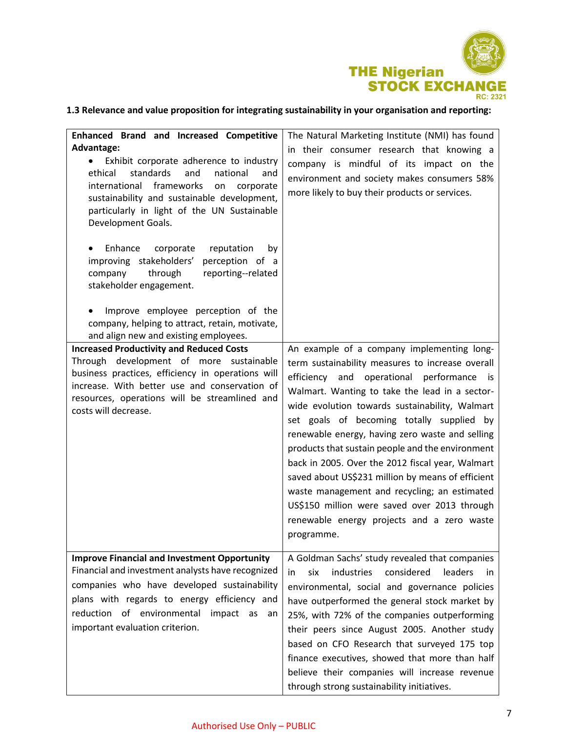**1.3 Relevance and value proposition for integrating sustainability in your organisation and reporting:**

| | |
|---|---|
| **Enhanced Brand and Increased Competitive Advantage:**<br>• Exhibit corporate adherence to industry ethical standards and national and international frameworks on corporate sustainability and sustainable development, particularly in light of the UN Sustainable Development Goals.<br>• Enhance corporate reputation by improving stakeholders' perception of a company through reporting--related stakeholder engagement.<br>• Improve employee perception of the company, helping to attract, retain, motivate, and align new and existing employees. | The Natural Marketing Institute (NMI) has found in their consumer research that knowing a company is mindful of its impact on the environment and society makes consumers 58% more likely to buy their products or services. |
| **Increased Productivity and Reduced Costs**<br>Through development of more sustainable business practices, efficiency in operations will increase. With better use and conservation of resources, operations will be streamlined and costs will decrease. | An example of a company implementing long-term sustainability measures to increase overall efficiency and operational performance is Walmart. Wanting to take the lead in a sector-wide evolution towards sustainability, Walmart set goals of becoming totally supplied by renewable energy, having zero waste and selling products that sustain people and the environment back in 2005. Over the 2012 fiscal year, Walmart saved about US$231 million by means of efficient waste management and recycling; an estimated US$150 million were saved over 2013 through renewable energy projects and a zero waste programme. |
| **Improve Financial and Investment Opportunity**<br>Financial and investment analysts have recognized companies who have developed sustainability plans with regards to energy efficiency and reduction of environmental impact as an important evaluation criterion. | A Goldman Sachs' study revealed that companies in six industries considered leaders in environmental, social and governance policies have outperformed the general stock market by 25%, with 72% of the companies outperforming their peers since August 2005. Another study based on CFO Research that surveyed 175 top finance executives, showed that more than half believe their companies will increase revenue through strong sustainability initiatives. |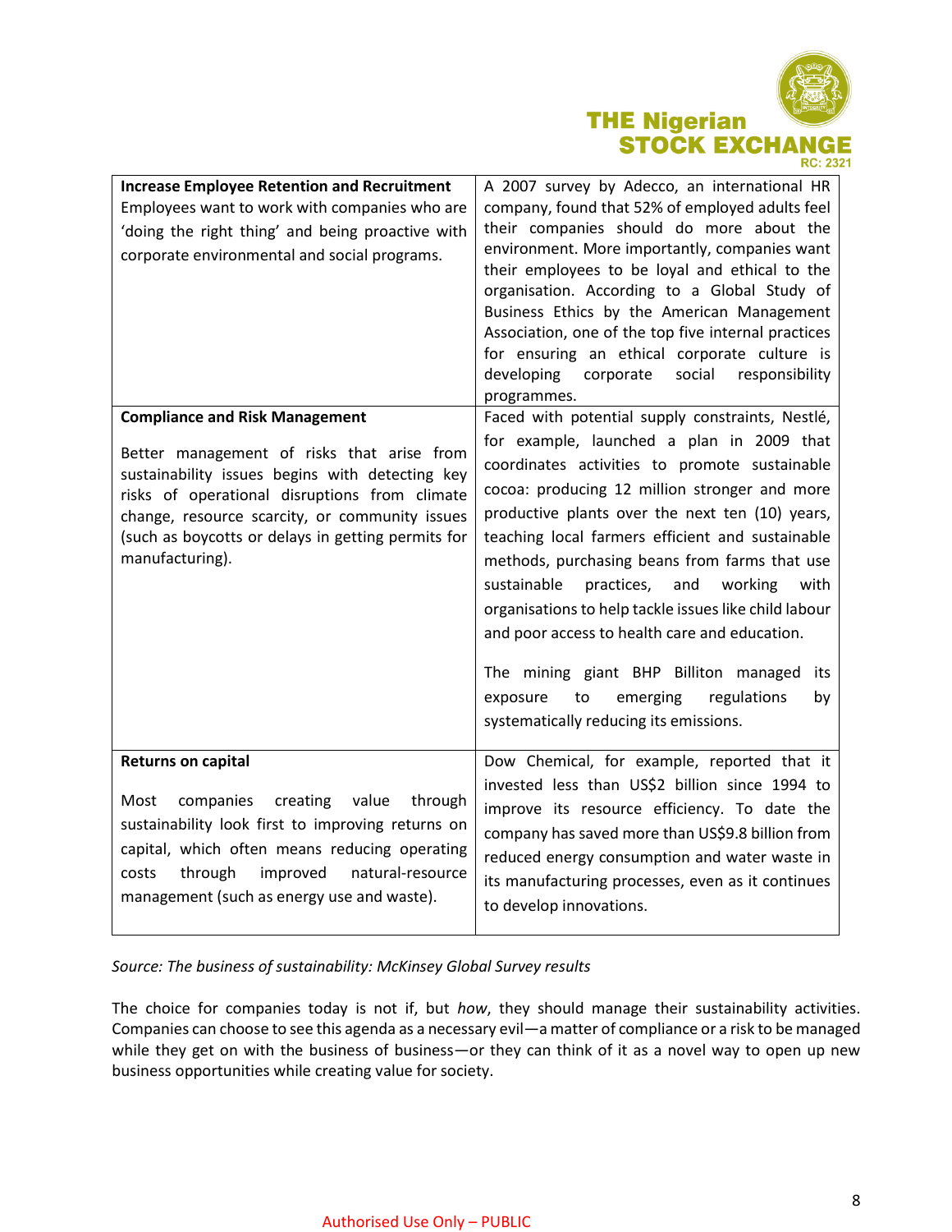| | |
|---|---|
| **Increase Employee Retention and Recruitment** Employees want to work with companies who are 'doing the right thing' and being proactive with corporate environmental and social programs. | A 2007 survey by Adecco, an international HR company, found that 52% of employed adults feel their companies should do more about the environment. More importantly, companies want their employees to be loyal and ethical to the organisation. According to a Global Study of Business Ethics by the American Management Association, one of the top five internal practices for ensuring an ethical corporate culture is developing corporate social responsibility programmes. |
| **Compliance and Risk Management** <br><br> Better management of risks that arise from sustainability issues begins with detecting key risks of operational disruptions from climate change, resource scarcity, or community issues (such as boycotts or delays in getting permits for manufacturing). | Faced with potential supply constraints, Nestlé, for example, launched a plan in 2009 that coordinates activities to promote sustainable cocoa: producing 12 million stronger and more productive plants over the next ten (10) years, teaching local farmers efficient and sustainable methods, purchasing beans from farms that use sustainable practices, and working with organisations to help tackle issues like child labour and poor access to health care and education. <br><br> The mining giant BHP Billiton managed its exposure to emerging regulations by systematically reducing its emissions. |
| **Returns on capital** <br><br> Most companies creating value through sustainability look first to improving returns on capital, which often means reducing operating costs through improved natural-resource management (such as energy use and waste). | Dow Chemical, for example, reported that it invested less than US$2 billion since 1994 to improve its resource efficiency. To date the company has saved more than US$9.8 billion from reduced energy consumption and water waste in its manufacturing processes, even as it continues to develop innovations. |

*Source: The business of sustainability: McKinsey Global Survey results*

The choice for companies today is not if, but *how*, they should manage their sustainability activities. Companies can choose to see this agenda as a necessary evil—a matter of compliance or a risk to be managed while they get on with the business of business—or they can think of it as a novel way to open up new business opportunities while creating value for society.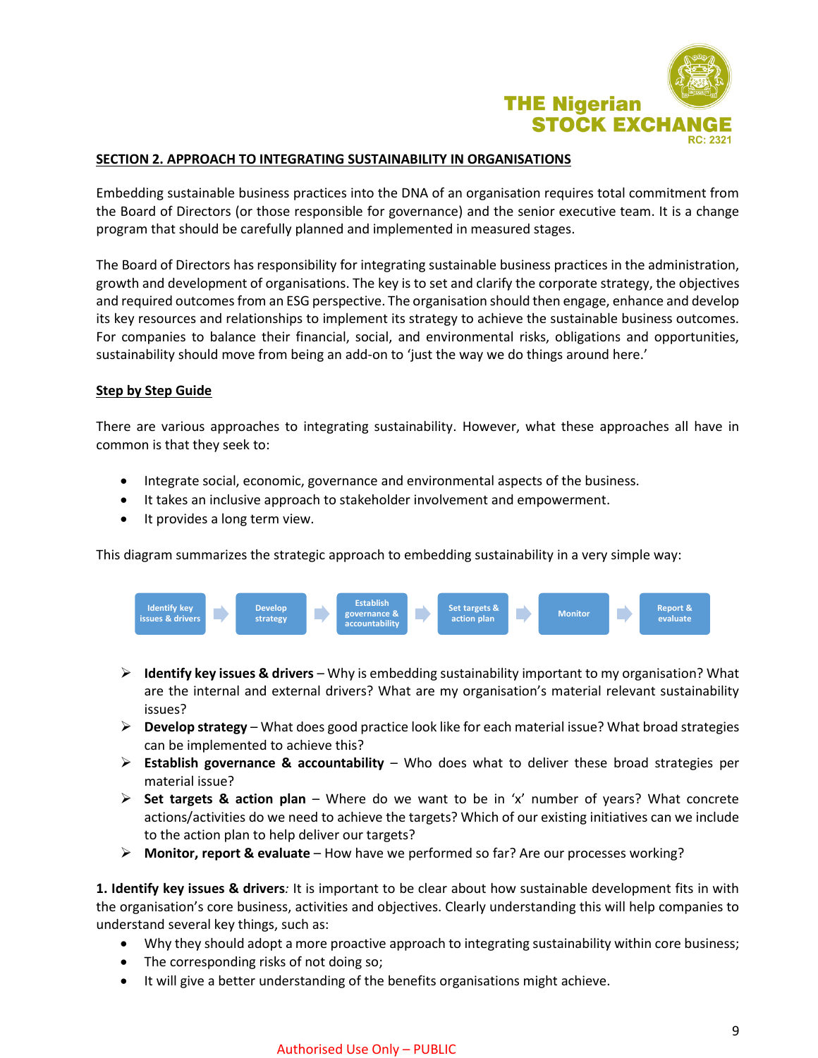## SECTION 2. APPROACH TO INTEGRATING SUSTAINABILITY IN ORGANISATIONS

Embedding sustainable business practices into the DNA of an organisation requires total commitment from the Board of Directors (or those responsible for governance) and the senior executive team. It is a change program that should be carefully planned and implemented in measured stages.

The Board of Directors has responsibility for integrating sustainable business practices in the administration, growth and development of organisations. The key is to set and clarify the corporate strategy, the objectives and required outcomes from an ESG perspective. The organisation should then engage, enhance and develop its key resources and relationships to implement its strategy to achieve the sustainable business outcomes. For companies to balance their financial, social, and environmental risks, obligations and opportunities, sustainability should move from being an add-on to 'just the way we do things around here.'

### Step by Step Guide

There are various approaches to integrating sustainability. However, what these approaches all have in common is that they seek to:

- Integrate social, economic, governance and environmental aspects of the business.
- It takes an inclusive approach to stakeholder involvement and empowerment.
- It provides a long term view.

This diagram summarizes the strategic approach to embedding sustainability in a very simple way:

Identify key issues & drivers → Develop strategy → Establish governance & accountability → Set targets & action plan → Monitor → Report & evaluate

- **Identify key issues & drivers** – Why is embedding sustainability important to my organisation? What are the internal and external drivers? What are my organisation's material relevant sustainability issues?
- **Develop strategy** – What does good practice look like for each material issue? What broad strategies can be implemented to achieve this?
- **Establish governance & accountability** – Who does what to deliver these broad strategies per material issue?
- **Set targets & action plan** – Where do we want to be in 'x' number of years? What concrete actions/activities do we need to achieve the targets? Which of our existing initiatives can we include to the action plan to help deliver our targets?
- **Monitor, report & evaluate** – How have we performed so far? Are our processes working?

**1. Identify key issues & drivers***:* It is important to be clear about how sustainable development fits in with the organisation's core business, activities and objectives. Clearly understanding this will help companies to understand several key things, such as:

- Why they should adopt a more proactive approach to integrating sustainability within core business;
- The corresponding risks of not doing so;
- It will give a better understanding of the benefits organisations might achieve.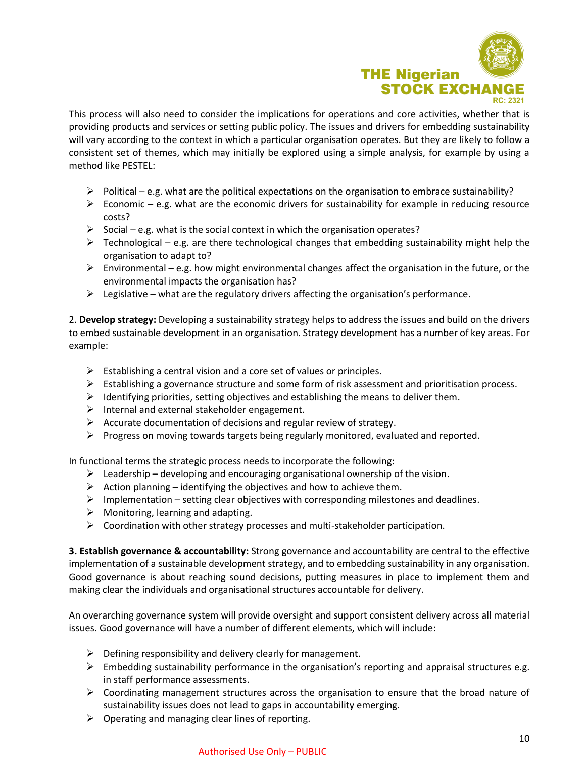This process will also need to consider the implications for operations and core activities, whether that is providing products and services or setting public policy. The issues and drivers for embedding sustainability will vary according to the context in which a particular organisation operates. But they are likely to follow a consistent set of themes, which may initially be explored using a simple analysis, for example by using a method like PESTEL:

- Political – e.g. what are the political expectations on the organisation to embrace sustainability?
- Economic – e.g. what are the economic drivers for sustainability for example in reducing resource costs?
- Social – e.g. what is the social context in which the organisation operates?
- Technological – e.g. are there technological changes that embedding sustainability might help the organisation to adapt to?
- Environmental – e.g. how might environmental changes affect the organisation in the future, or the environmental impacts the organisation has?
- Legislative – what are the regulatory drivers affecting the organisation's performance.

2. **Develop strategy:** Developing a sustainability strategy helps to address the issues and build on the drivers to embed sustainable development in an organisation. Strategy development has a number of key areas. For example:

- Establishing a central vision and a core set of values or principles.
- Establishing a governance structure and some form of risk assessment and prioritisation process.
- Identifying priorities, setting objectives and establishing the means to deliver them.
- Internal and external stakeholder engagement.
- Accurate documentation of decisions and regular review of strategy.
- Progress on moving towards targets being regularly monitored, evaluated and reported.

In functional terms the strategic process needs to incorporate the following:

- Leadership – developing and encouraging organisational ownership of the vision.
- Action planning – identifying the objectives and how to achieve them.
- Implementation – setting clear objectives with corresponding milestones and deadlines.
- Monitoring, learning and adapting.
- Coordination with other strategy processes and multi-stakeholder participation.

**3. Establish governance & accountability:** Strong governance and accountability are central to the effective implementation of a sustainable development strategy, and to embedding sustainability in any organisation. Good governance is about reaching sound decisions, putting measures in place to implement them and making clear the individuals and organisational structures accountable for delivery.

An overarching governance system will provide oversight and support consistent delivery across all material issues. Good governance will have a number of different elements, which will include:

- Defining responsibility and delivery clearly for management.
- Embedding sustainability performance in the organisation's reporting and appraisal structures e.g. in staff performance assessments.
- Coordinating management structures across the organisation to ensure that the broad nature of sustainability issues does not lead to gaps in accountability emerging.
- Operating and managing clear lines of reporting.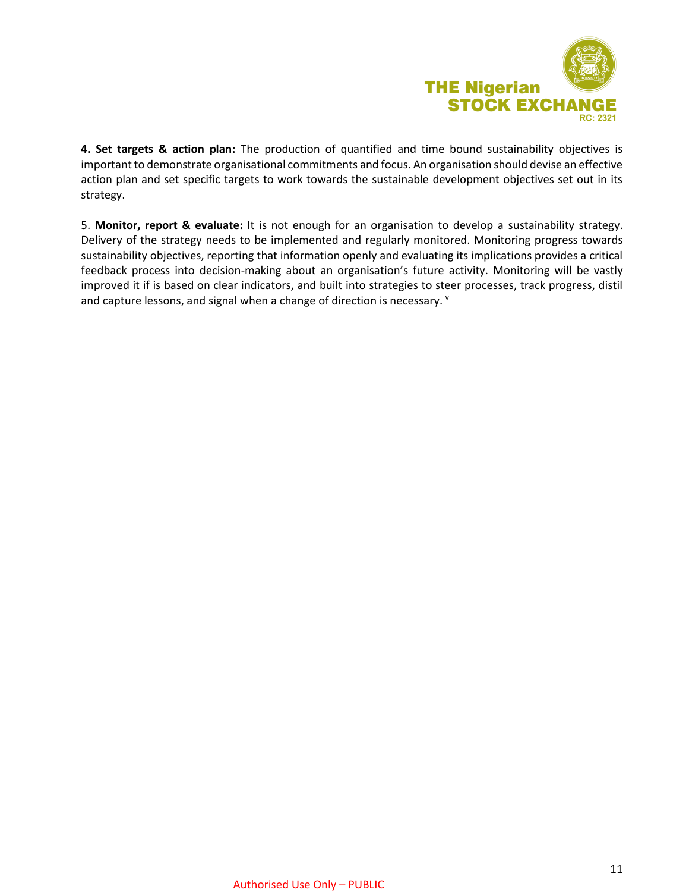**4. Set targets & action plan:** The production of quantified and time bound sustainability objectives is important to demonstrate organisational commitments and focus. An organisation should devise an effective action plan and set specific targets to work towards the sustainable development objectives set out in its strategy.

5. **Monitor, report & evaluate:** It is not enough for an organisation to develop a sustainability strategy. Delivery of the strategy needs to be implemented and regularly monitored. Monitoring progress towards sustainability objectives, reporting that information openly and evaluating its implications provides a critical feedback process into decision-making about an organisation's future activity. Monitoring will be vastly improved it if is based on clear indicators, and built into strategies to steer processes, track progress, distil and capture lessons, and signal when a change of direction is necessary. [v]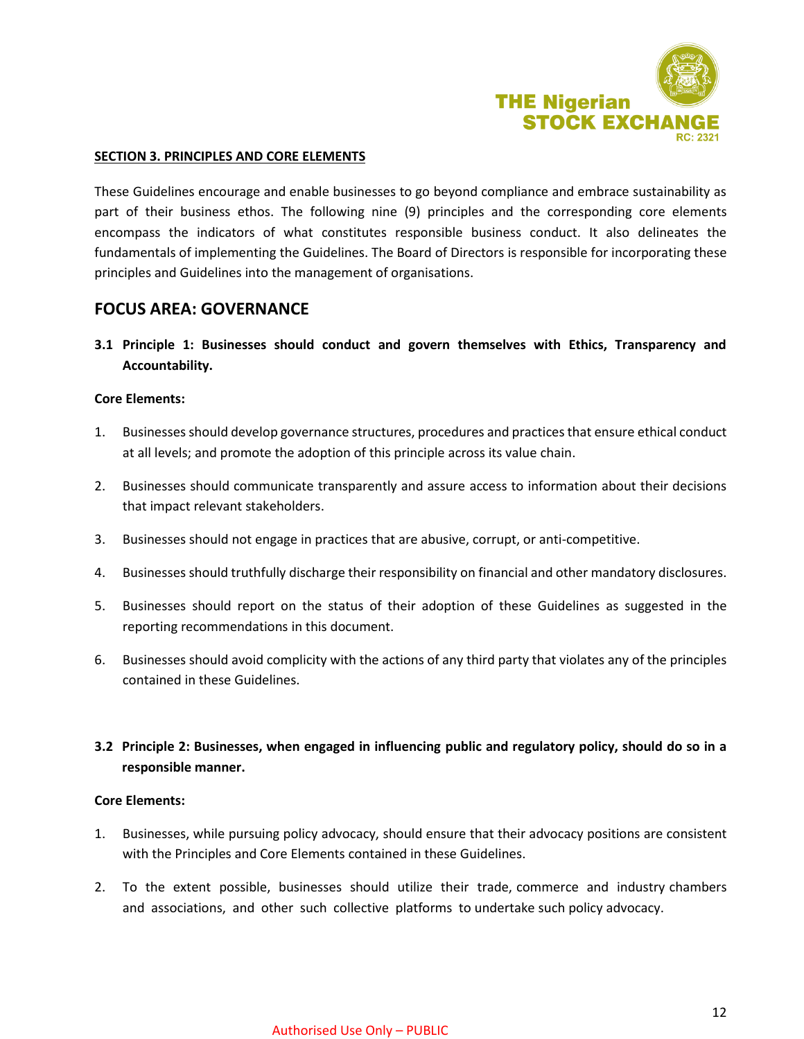**SECTION 3. PRINCIPLES AND CORE ELEMENTS**

These Guidelines encourage and enable businesses to go beyond compliance and embrace sustainability as part of their business ethos. The following nine (9) principles and the corresponding core elements encompass the indicators of what constitutes responsible business conduct. It also delineates the fundamentals of implementing the Guidelines. The Board of Directors is responsible for incorporating these principles and Guidelines into the management of organisations.

## FOCUS AREA: GOVERNANCE

### 3.1 Principle 1: Businesses should conduct and govern themselves with Ethics, Transparency and Accountability.

**Core Elements:**

1. Businesses should develop governance structures, procedures and practices that ensure ethical conduct at all levels; and promote the adoption of this principle across its value chain.
2. Businesses should communicate transparently and assure access to information about their decisions that impact relevant stakeholders.
3. Businesses should not engage in practices that are abusive, corrupt, or anti-competitive.
4. Businesses should truthfully discharge their responsibility on financial and other mandatory disclosures.
5. Businesses should report on the status of their adoption of these Guidelines as suggested in the reporting recommendations in this document.
6. Businesses should avoid complicity with the actions of any third party that violates any of the principles contained in these Guidelines.

### 3.2 Principle 2: Businesses, when engaged in influencing public and regulatory policy, should do so in a responsible manner.

**Core Elements:**

1. Businesses, while pursuing policy advocacy, should ensure that their advocacy positions are consistent with the Principles and Core Elements contained in these Guidelines.
2. To the extent possible, businesses should utilize their trade, commerce and industry chambers and associations, and other such collective platforms to undertake such policy advocacy.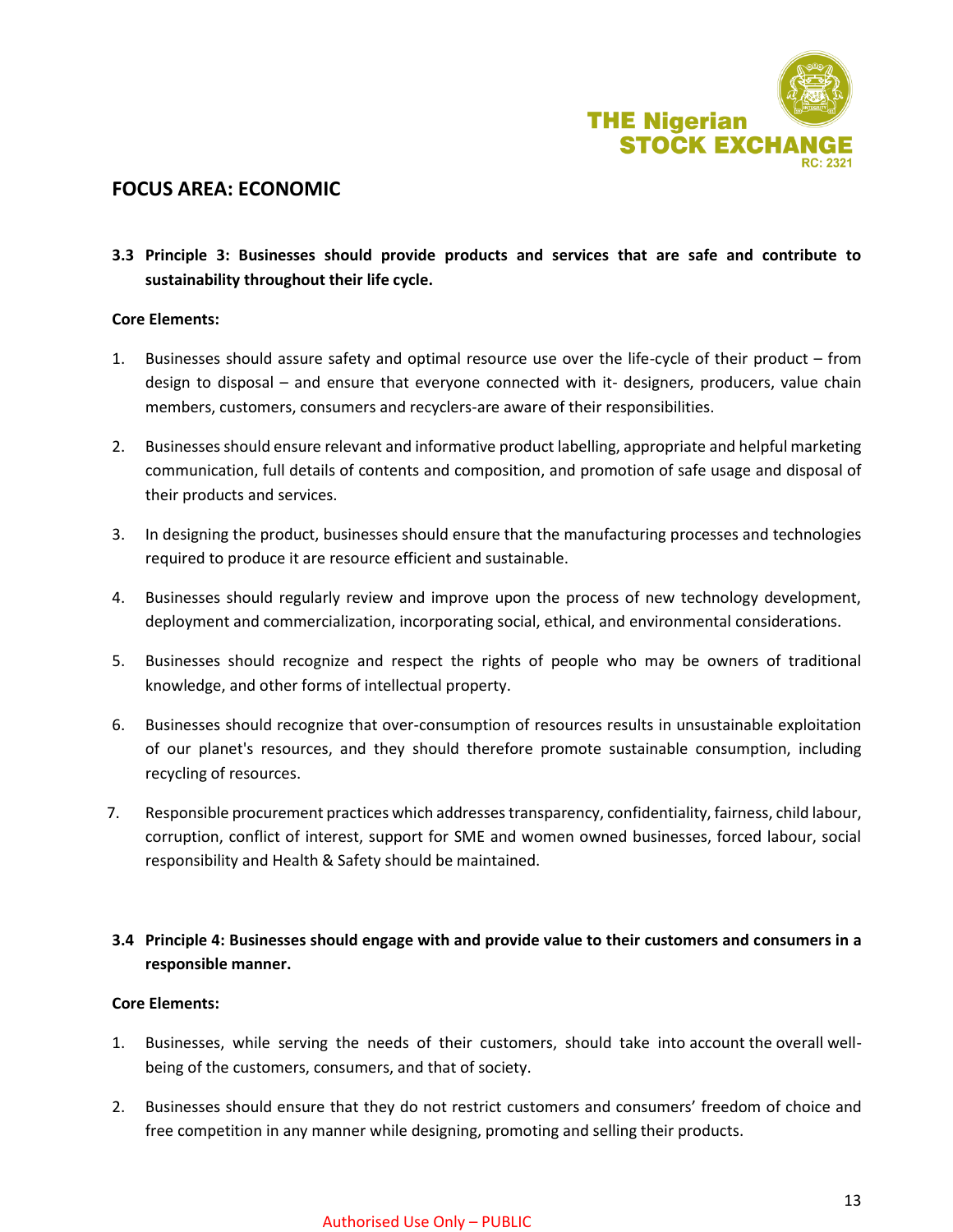## FOCUS AREA: ECONOMIC

### 3.3 Principle 3: Businesses should provide products and services that are safe and contribute to sustainability throughout their life cycle.

**Core Elements:**

1. Businesses should assure safety and optimal resource use over the life-cycle of their product – from design to disposal – and ensure that everyone connected with it- designers, producers, value chain members, customers, consumers and recyclers-are aware of their responsibilities.
2. Businesses should ensure relevant and informative product labelling, appropriate and helpful marketing communication, full details of contents and composition, and promotion of safe usage and disposal of their products and services.
3. In designing the product, businesses should ensure that the manufacturing processes and technologies required to produce it are resource efficient and sustainable.
4. Businesses should regularly review and improve upon the process of new technology development, deployment and commercialization, incorporating social, ethical, and environmental considerations.
5. Businesses should recognize and respect the rights of people who may be owners of traditional knowledge, and other forms of intellectual property.
6. Businesses should recognize that over-consumption of resources results in unsustainable exploitation of our planet's resources, and they should therefore promote sustainable consumption, including recycling of resources.
7. Responsible procurement practices which addresses transparency, confidentiality, fairness, child labour, corruption, conflict of interest, support for SME and women owned businesses, forced labour, social responsibility and Health & Safety should be maintained.

### 3.4 Principle 4: Businesses should engage with and provide value to their customers and consumers in a responsible manner.

**Core Elements:**

1. Businesses, while serving the needs of their customers, should take into account the overall well-being of the customers, consumers, and that of society.
2. Businesses should ensure that they do not restrict customers and consumers' freedom of choice and free competition in any manner while designing, promoting and selling their products.

Authorised Use Only – PUBLIC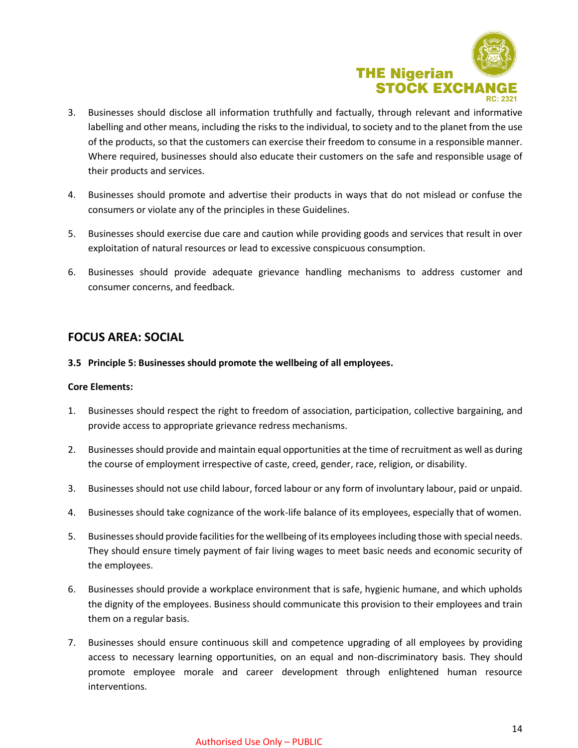3. Businesses should disclose all information truthfully and factually, through relevant and informative labelling and other means, including the risks to the individual, to society and to the planet from the use of the products, so that the customers can exercise their freedom to consume in a responsible manner. Where required, businesses should also educate their customers on the safe and responsible usage of their products and services.

4. Businesses should promote and advertise their products in ways that do not mislead or confuse the consumers or violate any of the principles in these Guidelines.

5. Businesses should exercise due care and caution while providing goods and services that result in over exploitation of natural resources or lead to excessive conspicuous consumption.

6. Businesses should provide adequate grievance handling mechanisms to address customer and consumer concerns, and feedback.

## FOCUS AREA: SOCIAL

**3.5 Principle 5: Businesses should promote the wellbeing of all employees.**

**Core Elements:**

1. Businesses should respect the right to freedom of association, participation, collective bargaining, and provide access to appropriate grievance redress mechanisms.

2. Businesses should provide and maintain equal opportunities at the time of recruitment as well as during the course of employment irrespective of caste, creed, gender, race, religion, or disability.

3. Businesses should not use child labour, forced labour or any form of involuntary labour, paid or unpaid.

4. Businesses should take cognizance of the work-life balance of its employees, especially that of women.

5. Businesses should provide facilities for the wellbeing of its employees including those with special needs. They should ensure timely payment of fair living wages to meet basic needs and economic security of the employees.

6. Businesses should provide a workplace environment that is safe, hygienic humane, and which upholds the dignity of the employees. Business should communicate this provision to their employees and train them on a regular basis.

7. Businesses should ensure continuous skill and competence upgrading of all employees by providing access to necessary learning opportunities, on an equal and non-discriminatory basis. They should promote employee morale and career development through enlightened human resource interventions.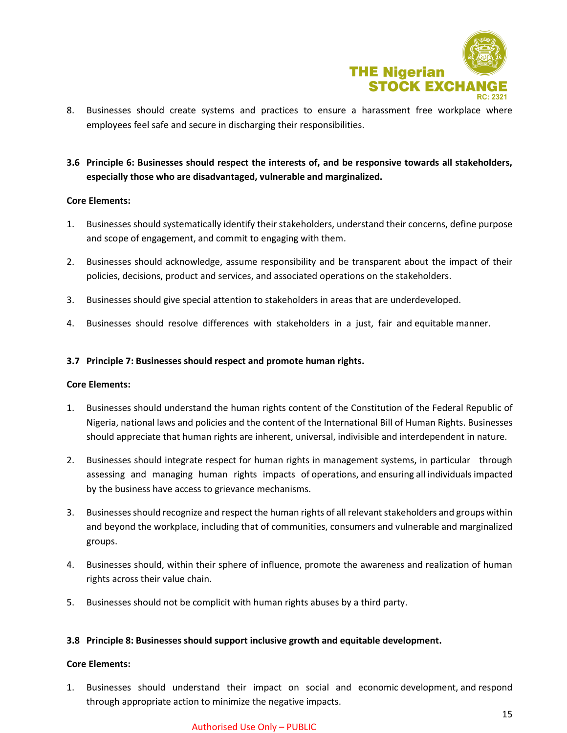8. Businesses should create systems and practices to ensure a harassment free workplace where employees feel safe and secure in discharging their responsibilities.

### 3.6 Principle 6: Businesses should respect the interests of, and be responsive towards all stakeholders, especially those who are disadvantaged, vulnerable and marginalized.

**Core Elements:**

1. Businesses should systematically identify their stakeholders, understand their concerns, define purpose and scope of engagement, and commit to engaging with them.
2. Businesses should acknowledge, assume responsibility and be transparent about the impact of their policies, decisions, product and services, and associated operations on the stakeholders.
3. Businesses should give special attention to stakeholders in areas that are underdeveloped.
4. Businesses should resolve differences with stakeholders in a just, fair and equitable manner.

### 3.7 Principle 7: Businesses should respect and promote human rights.

**Core Elements:**

1. Businesses should understand the human rights content of the Constitution of the Federal Republic of Nigeria, national laws and policies and the content of the International Bill of Human Rights. Businesses should appreciate that human rights are inherent, universal, indivisible and interdependent in nature.
2. Businesses should integrate respect for human rights in management systems, in particular through assessing and managing human rights impacts of operations, and ensuring all individuals impacted by the business have access to grievance mechanisms.
3. Businesses should recognize and respect the human rights of all relevant stakeholders and groups within and beyond the workplace, including that of communities, consumers and vulnerable and marginalized groups.
4. Businesses should, within their sphere of influence, promote the awareness and realization of human rights across their value chain.
5. Businesses should not be complicit with human rights abuses by a third party.

### 3.8 Principle 8: Businesses should support inclusive growth and equitable development.

**Core Elements:**

1. Businesses should understand their impact on social and economic development, and respond through appropriate action to minimize the negative impacts.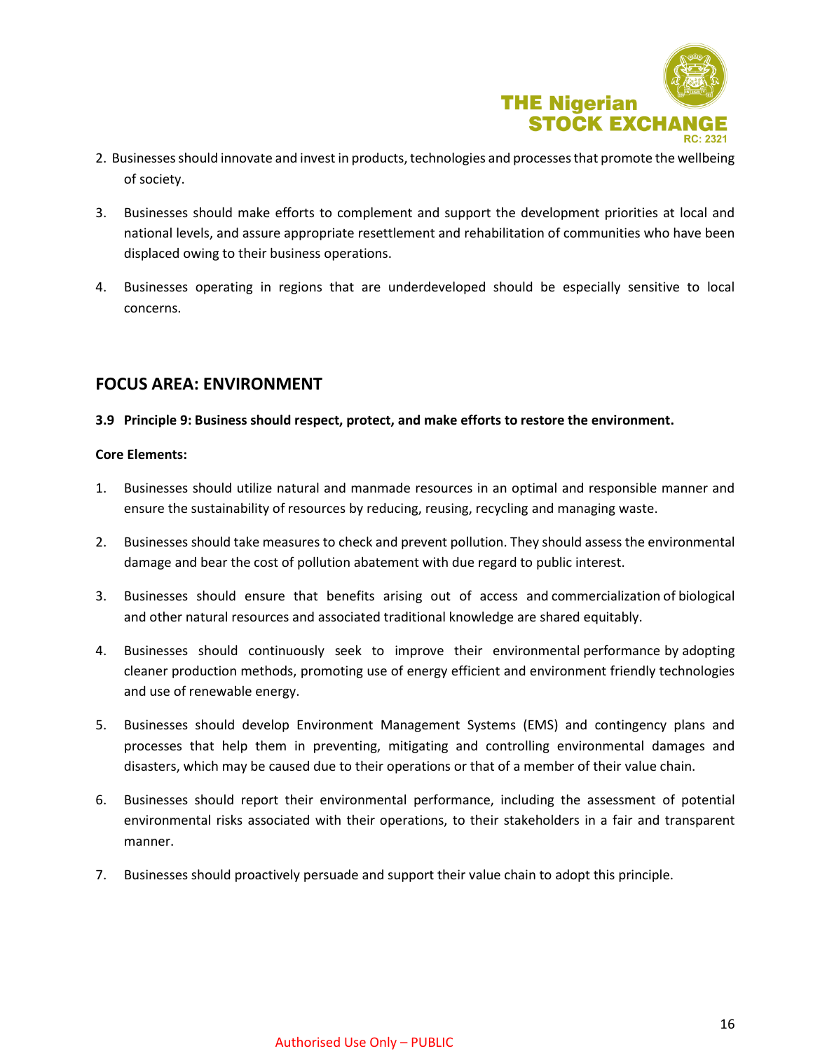2. Businesses should innovate and invest in products, technologies and processes that promote the wellbeing of society.

3. Businesses should make efforts to complement and support the development priorities at local and national levels, and assure appropriate resettlement and rehabilitation of communities who have been displaced owing to their business operations.

4. Businesses operating in regions that are underdeveloped should be especially sensitive to local concerns.

## FOCUS AREA: ENVIRONMENT

**3.9 Principle 9: Business should respect, protect, and make efforts to restore the environment.**

**Core Elements:**

1. Businesses should utilize natural and manmade resources in an optimal and responsible manner and ensure the sustainability of resources by reducing, reusing, recycling and managing waste.

2. Businesses should take measures to check and prevent pollution. They should assess the environmental damage and bear the cost of pollution abatement with due regard to public interest.

3. Businesses should ensure that benefits arising out of access and commercialization of biological and other natural resources and associated traditional knowledge are shared equitably.

4. Businesses should continuously seek to improve their environmental performance by adopting cleaner production methods, promoting use of energy efficient and environment friendly technologies and use of renewable energy.

5. Businesses should develop Environment Management Systems (EMS) and contingency plans and processes that help them in preventing, mitigating and controlling environmental damages and disasters, which may be caused due to their operations or that of a member of their value chain.

6. Businesses should report their environmental performance, including the assessment of potential environmental risks associated with their operations, to their stakeholders in a fair and transparent manner.

7. Businesses should proactively persuade and support their value chain to adopt this principle.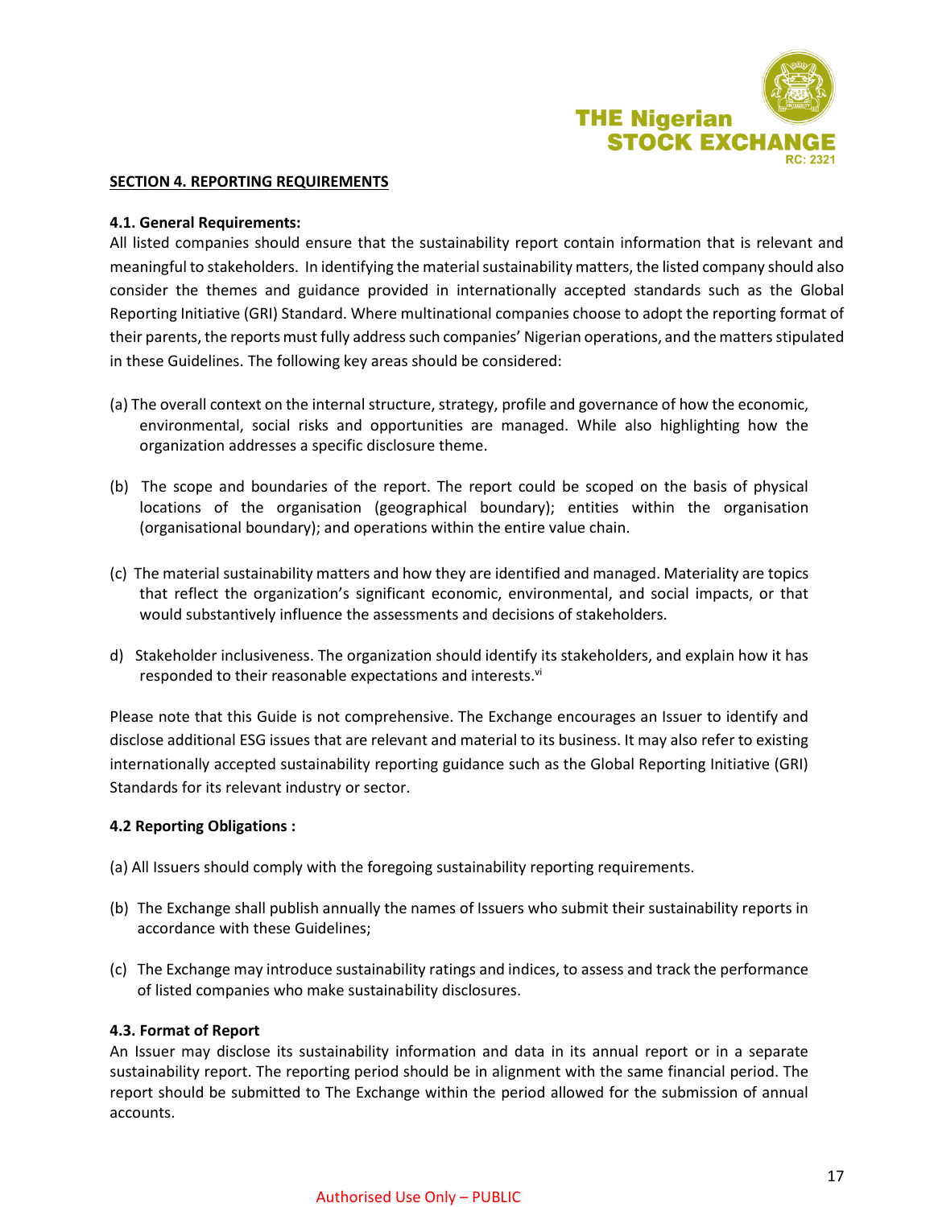**SECTION 4. REPORTING REQUIREMENTS**

**4.1. General Requirements:**

All listed companies should ensure that the sustainability report contain information that is relevant and meaningful to stakeholders. In identifying the material sustainability matters, the listed company should also consider the themes and guidance provided in internationally accepted standards such as the Global Reporting Initiative (GRI) Standard. Where multinational companies choose to adopt the reporting format of their parents, the reports must fully address such companies' Nigerian operations, and the matters stipulated in these Guidelines. The following key areas should be considered:

(a) The overall context on the internal structure, strategy, profile and governance of how the economic, environmental, social risks and opportunities are managed. While also highlighting how the organization addresses a specific disclosure theme.

(b) The scope and boundaries of the report. The report could be scoped on the basis of physical locations of the organisation (geographical boundary); entities within the organisation (organisational boundary); and operations within the entire value chain.

(c) The material sustainability matters and how they are identified and managed. Materiality are topics that reflect the organization's significant economic, environmental, and social impacts, or that would substantively influence the assessments and decisions of stakeholders.

d) Stakeholder inclusiveness. The organization should identify its stakeholders, and explain how it has responded to their reasonable expectations and interests.[vi]

Please note that this Guide is not comprehensive. The Exchange encourages an Issuer to identify and disclose additional ESG issues that are relevant and material to its business. It may also refer to existing internationally accepted sustainability reporting guidance such as the Global Reporting Initiative (GRI) Standards for its relevant industry or sector.

**4.2 Reporting Obligations :**

(a) All Issuers should comply with the foregoing sustainability reporting requirements.

(b) The Exchange shall publish annually the names of Issuers who submit their sustainability reports in accordance with these Guidelines;

(c) The Exchange may introduce sustainability ratings and indices, to assess and track the performance of listed companies who make sustainability disclosures.

**4.3. Format of Report**

An Issuer may disclose its sustainability information and data in its annual report or in a separate sustainability report. The reporting period should be in alignment with the same financial period. The report should be submitted to The Exchange within the period allowed for the submission of annual accounts.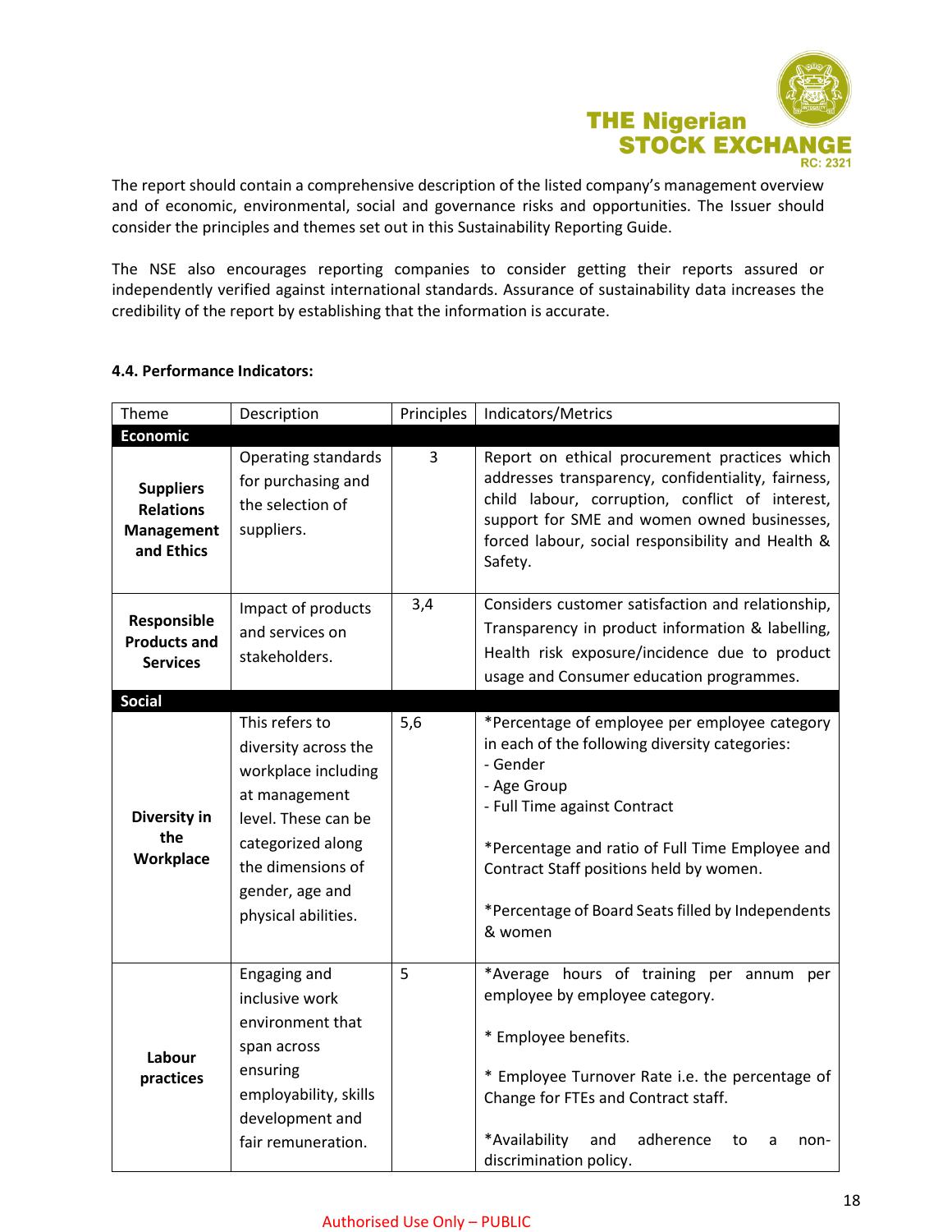The report should contain a comprehensive description of the listed company's management overview and of economic, environmental, social and governance risks and opportunities. The Issuer should consider the principles and themes set out in this Sustainability Reporting Guide.

The NSE also encourages reporting companies to consider getting their reports assured or independently verified against international standards. Assurance of sustainability data increases the credibility of the report by establishing that the information is accurate.

**4.4. Performance Indicators:**

| Theme | Description | Principles | Indicators/Metrics |
|---|---|---|---|
| **Economic** | | | |
| **Suppliers Relations Management and Ethics** | Operating standards for purchasing and the selection of suppliers. | 3 | Report on ethical procurement practices which addresses transparency, confidentiality, fairness, child labour, corruption, conflict of interest, support for SME and women owned businesses, forced labour, social responsibility and Health & Safety. |
| **Responsible Products and Services** | Impact of products and services on stakeholders. | 3,4 | Considers customer satisfaction and relationship, Transparency in product information & labelling, Health risk exposure/incidence due to product usage and Consumer education programmes. |
| **Social** | | | |
| **Diversity in the Workplace** | This refers to diversity across the workplace including at management level. These can be categorized along the dimensions of gender, age and physical abilities. | 5,6 | *Percentage of employee per employee category in each of the following diversity categories:<br>- Gender<br>- Age Group<br>- Full Time against Contract<br><br>*Percentage and ratio of Full Time Employee and Contract Staff positions held by women.<br><br>*Percentage of Board Seats filled by Independents & women |
| **Labour practices** | Engaging and inclusive work environment that span across ensuring employability, skills development and fair remuneration. | 5 | *Average hours of training per annum per employee by employee category.<br><br>* Employee benefits.<br><br>* Employee Turnover Rate i.e. the percentage of Change for FTEs and Contract staff.<br><br>*Availability and adherence to a non-discrimination policy. |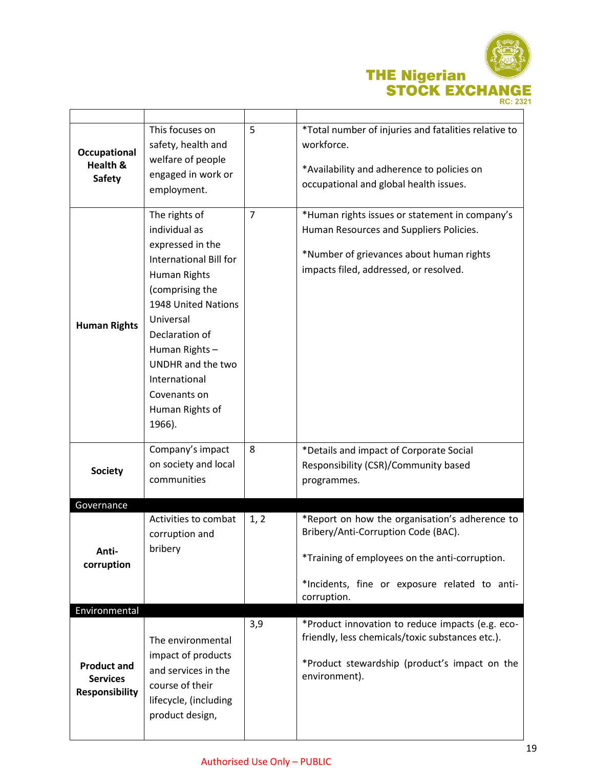|  |  |  |  |
|---|---|---|---|
| **Occupational Health & Safety** | This focuses on safety, health and welfare of people engaged in work or employment. | 5 | *Total number of injuries and fatalities relative to workforce.<br><br>*Availability and adherence to policies on occupational and global health issues. |
| **Human Rights** | The rights of individual as expressed in the International Bill for Human Rights (comprising the 1948 United Nations Universal Declaration of Human Rights – UNDHR and the two International Covenants on Human Rights of 1966). | 7 | *Human rights issues or statement in company's Human Resources and Suppliers Policies.<br><br>*Number of grievances about human rights impacts filed, addressed, or resolved. |
| **Society** | Company's impact on society and local communities | 8 | *Details and impact of Corporate Social Responsibility (CSR)/Community based programmes. |
| Governance |  |  |  |
| **Anti-corruption** | Activities to combat corruption and bribery | 1, 2 | *Report on how the organisation's adherence to Bribery/Anti-Corruption Code (BAC).<br><br>*Training of employees on the anti-corruption.<br><br>*Incidents, fine or exposure related to anti-corruption. |
| Environmental |  |  |  |
| **Product and Services Responsibility** | The environmental impact of products and services in the course of their lifecycle, (including product design, | 3,9 | *Product innovation to reduce impacts (e.g. eco-friendly, less chemicals/toxic substances etc.).<br><br>*Product stewardship (product's impact on the environment). |

Authorised Use Only – PUBLIC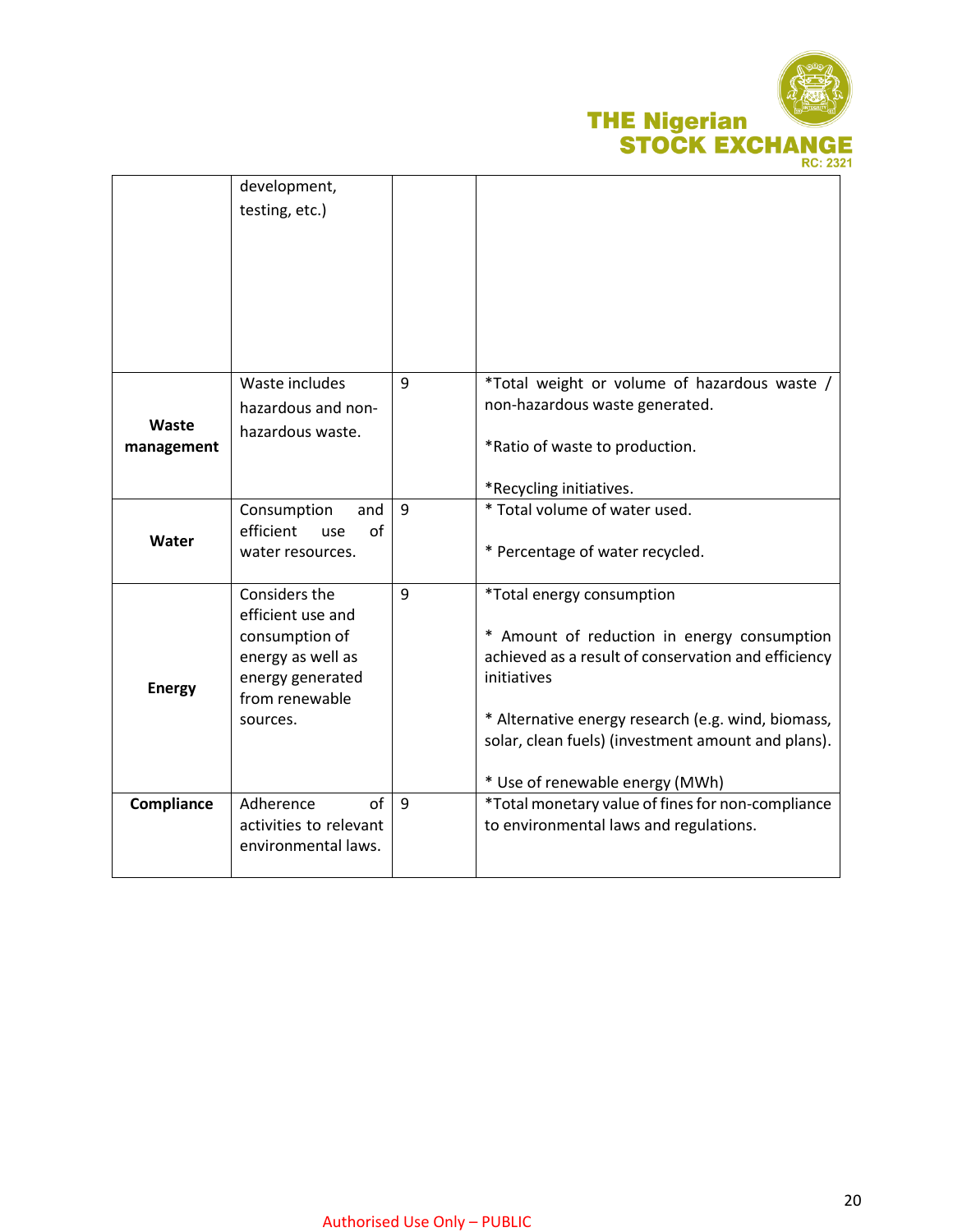| | | | |
|---|---|---|---|
| | development, testing, etc.) | | |
| **Waste management** | Waste includes hazardous and non-hazardous waste. | 9 | *Total weight or volume of hazardous waste / non-hazardous waste generated.<br><br>*Ratio of waste to production.<br><br>*Recycling initiatives. |
| **Water** | Consumption and efficient use of water resources. | 9 | * Total volume of water used.<br><br>* Percentage of water recycled. |
| **Energy** | Considers the efficient use and consumption of energy as well as energy generated from renewable sources. | 9 | *Total energy consumption<br><br>* Amount of reduction in energy consumption achieved as a result of conservation and efficiency initiatives<br><br>* Alternative energy research (e.g. wind, biomass, solar, clean fuels) (investment amount and plans).<br><br>* Use of renewable energy (MWh) |
| **Compliance** | Adherence of activities to relevant environmental laws. | 9 | *Total monetary value of fines for non-compliance to environmental laws and regulations. |

Authorised Use Only – PUBLIC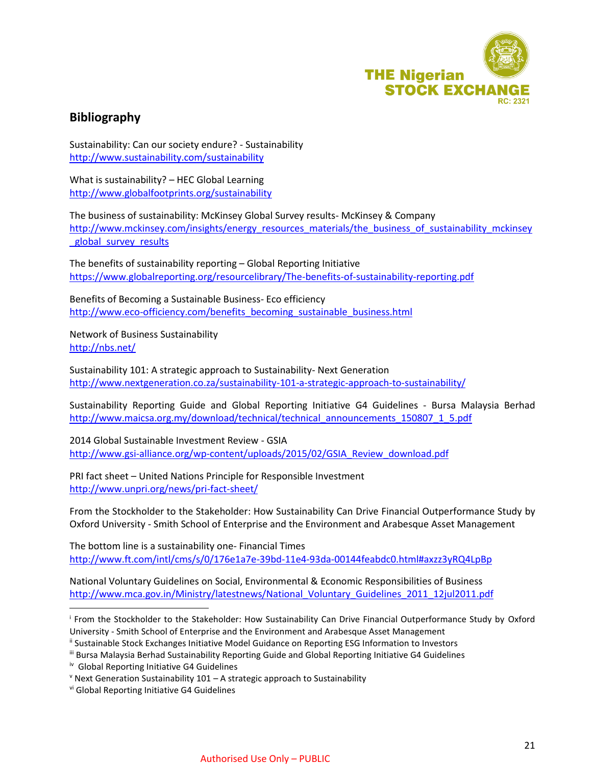## Bibliography

Sustainability: Can our society endure? - Sustainability
http://www.sustainability.com/sustainability

What is sustainability? – HEC Global Learning
http://www.globalfootprints.org/sustainability

The business of sustainability: McKinsey Global Survey results- McKinsey & Company
http://www.mckinsey.com/insights/energy_resources_materials/the_business_of_sustainability_mckinsey_global_survey_results

The benefits of sustainability reporting – Global Reporting Initiative
https://www.globalreporting.org/resourcelibrary/The-benefits-of-sustainability-reporting.pdf

Benefits of Becoming a Sustainable Business- Eco efficiency
http://www.eco-officiency.com/benefits_becoming_sustainable_business.html

Network of Business Sustainability
http://nbs.net/

Sustainability 101: A strategic approach to Sustainability- Next Generation
http://www.nextgeneration.co.za/sustainability-101-a-strategic-approach-to-sustainability/

Sustainability Reporting Guide and Global Reporting Initiative G4 Guidelines - Bursa Malaysia Berhad
http://www.maicsa.org.my/download/technical/technical_announcements_150807_1_5.pdf

2014 Global Sustainable Investment Review - GSIA
http://www.gsi-alliance.org/wp-content/uploads/2015/02/GSIA_Review_download.pdf

PRI fact sheet – United Nations Principle for Responsible Investment
http://www.unpri.org/news/pri-fact-sheet/

From the Stockholder to the Stakeholder: How Sustainability Can Drive Financial Outperformance Study by Oxford University - Smith School of Enterprise and the Environment and Arabesque Asset Management

The bottom line is a sustainability one- Financial Times
http://www.ft.com/intl/cms/s/0/176e1a7e-39bd-11e4-93da-00144feabdc0.html#axzz3yRQ4LpBp

National Voluntary Guidelines on Social, Environmental & Economic Responsibilities of Business
http://www.mca.gov.in/Ministry/latestnews/National_Voluntary_Guidelines_2011_12jul2011.pdf

---

[i] From the Stockholder to the Stakeholder: How Sustainability Can Drive Financial Outperformance Study by Oxford University - Smith School of Enterprise and the Environment and Arabesque Asset Management

[ii] Sustainable Stock Exchanges Initiative Model Guidance on Reporting ESG Information to Investors

[iii] Bursa Malaysia Berhad Sustainability Reporting Guide and Global Reporting Initiative G4 Guidelines

[iv] Global Reporting Initiative G4 Guidelines

[v] Next Generation Sustainability 101 – A strategic approach to Sustainability

[vi] Global Reporting Initiative G4 Guidelines